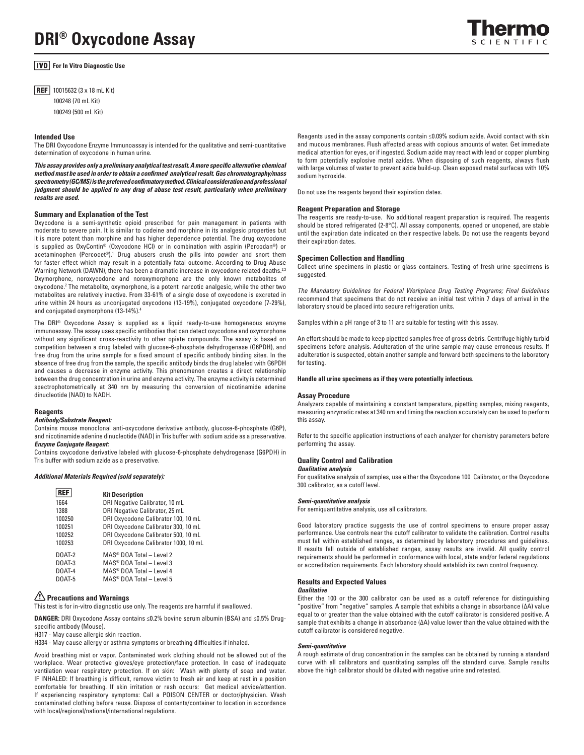# DRI® Oxycodone Assay

**IVD For In Vitro Diagnostic Use**

**REF** 10015632 (3 x 18 mL Kit)
100248 (70 mL Kit)
100249 (500 mL Kit)

## Intended Use

The DRI Oxycodone Enzyme Immunoassay is intended for the qualitative and semi-quantitative determination of oxycodone in human urine.

***This assay provides only a preliminary analytical test result. A more specific alternative chemical method must be used in order to obtain a confirmed analytical result. Gas chromatography/mass spectrometry (GC/MS) is the preferred confirmatory method. Clinical consideration and professional judgment should be applied to any drug of abuse test result, particularly when preliminary results are used.***

## Summary and Explanation of the Test

Oxycodone is a semi-synthetic opioid prescribed for pain management in patients with moderate to severe pain. It is similar to codeine and morphine in its analgesic properties but it is more potent than morphine and has higher dependence potential. The drug oxycodone is supplied as OxyContin® (Oxycodone HCl) or in combination with aspirin (Percodan®) or acetaminophen (Percocet®).[1] Drug abusers crush the pills into powder and snort them for faster effect which may result in a potentially fatal outcome. According to Drug Abuse Warning Network (DAWN), there has been a dramatic increase in oxycodone related deaths.[2,3] Oxymorphone, noroxycodone and noroxymorphone are the only known metabolites of oxycodone.[2] The metabolite, oxymorphone, is a potent narcotic analgesic, while the other two metabolites are relatively inactive. From 33-61% of a single dose of oxycodone is excreted in urine within 24 hours as unconjugated oxycodone (13-19%), conjugated oxycodone (7-29%), and conjugated oxymorphone (13-14%).[4]

The DRI® Oxycodone Assay is supplied as a liquid ready-to-use homogeneous enzyme immunoassay. The assay uses specific antibodies that can detect oxycodone and oxymorphone without any significant cross-reactivity to other opiate compounds. The assay is based on competition between a drug labeled with glucose-6-phosphate dehydrogenase (G6PDH), and free drug from the urine sample for a fixed amount of specific antibody binding sites. In the absence of free drug from the sample, the specific antibody binds the drug labeled with G6PDH and causes a decrease in enzyme activity. This phenomenon creates a direct relationship between the drug concentration in urine and enzyme activity. The enzyme activity is determined spectrophotometrically at 340 nm by measuring the conversion of nicotinamide adenine dinucleotide (NAD) to NADH.

## Reagents

***Antibody/Substrate Reagent:***

Contains mouse monoclonal anti-oxycodone derivative antibody, glucose-6-phosphate (G6P), and nicotinamide adenine dinucleotide (NAD) in Tris buffer with sodium azide as a preservative.

***Enzyme Conjugate Reagent:***

Contains oxycodone derivative labeled with glucose-6-phosphate dehydrogenase (G6PDH) in Tris buffer with sodium azide as a preservative.

***Additional Materials Required (sold separately):***

| REF | Kit Description |
|---|---|
| 1664 | DRI Negative Calibrator, 10 mL |
| 1388 | DRI Negative Calibrator, 25 mL |
| 100250 | DRI Oxycodone Calibrator 100, 10 mL |
| 100251 | DRI Oxycodone Calibrator 300, 10 mL |
| 100252 | DRI Oxycodone Calibrator 500, 10 mL |
| 100253 | DRI Oxycodone Calibrator 1000, 10 mL |
| DOAT-2 | MAS® DOA Total – Level 2 |
| DOAT-3 | MAS® DOA Total – Level 3 |
| DOAT-4 | MAS® DOA Total – Level 4 |
| DOAT-5 | MAS® DOA Total – Level 5 |

## Precautions and Warnings

This test is for in-vitro diagnostic use only. The reagents are harmful if swallowed.

**DANGER:** DRI Oxycodone Assay contains ≤0.2% bovine serum albumin (BSA) and ≤0.5% Drug-specific antibody (Mouse).

H317 - May cause allergic skin reaction.

H334 - May cause allergy or asthma symptoms or breathing difficulties if inhaled.

Avoid breathing mist or vapor. Contaminated work clothing should not be allowed out of the workplace. Wear protective gloves/eye protection/face protection. In case of inadequate ventilation wear respiratory protection. If on skin: Wash with plenty of soap and water. IF INHALED: If breathing is difficult, remove victim to fresh air and keep at rest in a position comfortable for breathing. If skin irritation or rash occurs: Get medical advice/attention. If experiencing respiratory symptoms: Call a POISON CENTER or doctor/physician. Wash contaminated clothing before reuse. Dispose of contents/container to location in accordance with local/regional/national/international regulations.

Reagents used in the assay components contain ≤0.09% sodium azide. Avoid contact with skin and mucous membranes. Flush affected areas with copious amounts of water. Get immediate medical attention for eyes, or if ingested. Sodium azide may react with lead or copper plumbing to form potentially explosive metal azides. When disposing of such reagents, always flush with large volumes of water to prevent azide build-up. Clean exposed metal surfaces with 10% sodium hydroxide.

Do not use the reagents beyond their expiration dates.

## Reagent Preparation and Storage

The reagents are ready-to-use. No additional reagent preparation is required. The reagents should be stored refrigerated (2-8°C). All assay components, opened or unopened, are stable until the expiration date indicated on their respective labels. Do not use the reagents beyond their expiration dates.

## Specimen Collection and Handling

Collect urine specimens in plastic or glass containers. Testing of fresh urine specimens is suggested.

*The Mandatory Guidelines for Federal Workplace Drug Testing Programs; Final Guidelines* recommend that specimens that do not receive an initial test within 7 days of arrival in the laboratory should be placed into secure refrigeration units.

Samples within a pH range of 3 to 11 are suitable for testing with this assay.

An effort should be made to keep pipetted samples free of gross debris. Centrifuge highly turbid specimens before analysis. Adulteration of the urine sample may cause erroneous results. If adulteration is suspected, obtain another sample and forward both specimens to the laboratory for testing.

**Handle all urine specimens as if they were potentially infectious.**

## Assay Procedure

Analyzers capable of maintaining a constant temperature, pipetting samples, mixing reagents, measuring enzymatic rates at 340 nm and timing the reaction accurately can be used to perform this assay.

Refer to the specific application instructions of each analyzer for chemistry parameters before performing the assay.

## Quality Control and Calibration

***Qualitative analysis***

For qualitative analysis of samples, use either the Oxycodone 100 Calibrator, or the Oxycodone 300 calibrator, as a cutoff level.

***Semi-quantitative analysis***

For semiquantitative analysis, use all calibrators.

Good laboratory practice suggests the use of control specimens to ensure proper assay performance. Use controls near the cutoff calibrator to validate the calibration. Control results must fall within established ranges, as determined by laboratory procedures and guidelines. If results fall outside of established ranges, assay results are invalid. All quality control requirements should be performed in conformance with local, state and/or federal regulations or accreditation requirements. Each laboratory should establish its own control frequency.

## Results and Expected Values

***Qualitative***

Either the 100 or the 300 calibrator can be used as a cutoff reference for distinguishing "positive" from "negative" samples. A sample that exhibits a change in absorbance ($\Delta A$) value equal to or greater than the value obtained with the cutoff calibrator is considered positive. A sample that exhibits a change in absorbance ($\Delta A$) value lower than the value obtained with the cutoff calibrator is considered negative.

***Semi-quantitative***

A rough estimate of drug concentration in the samples can be obtained by running a standard curve with all calibrators and quantitating samples off the standard curve. Sample results above the high calibrator should be diluted with negative urine and retested.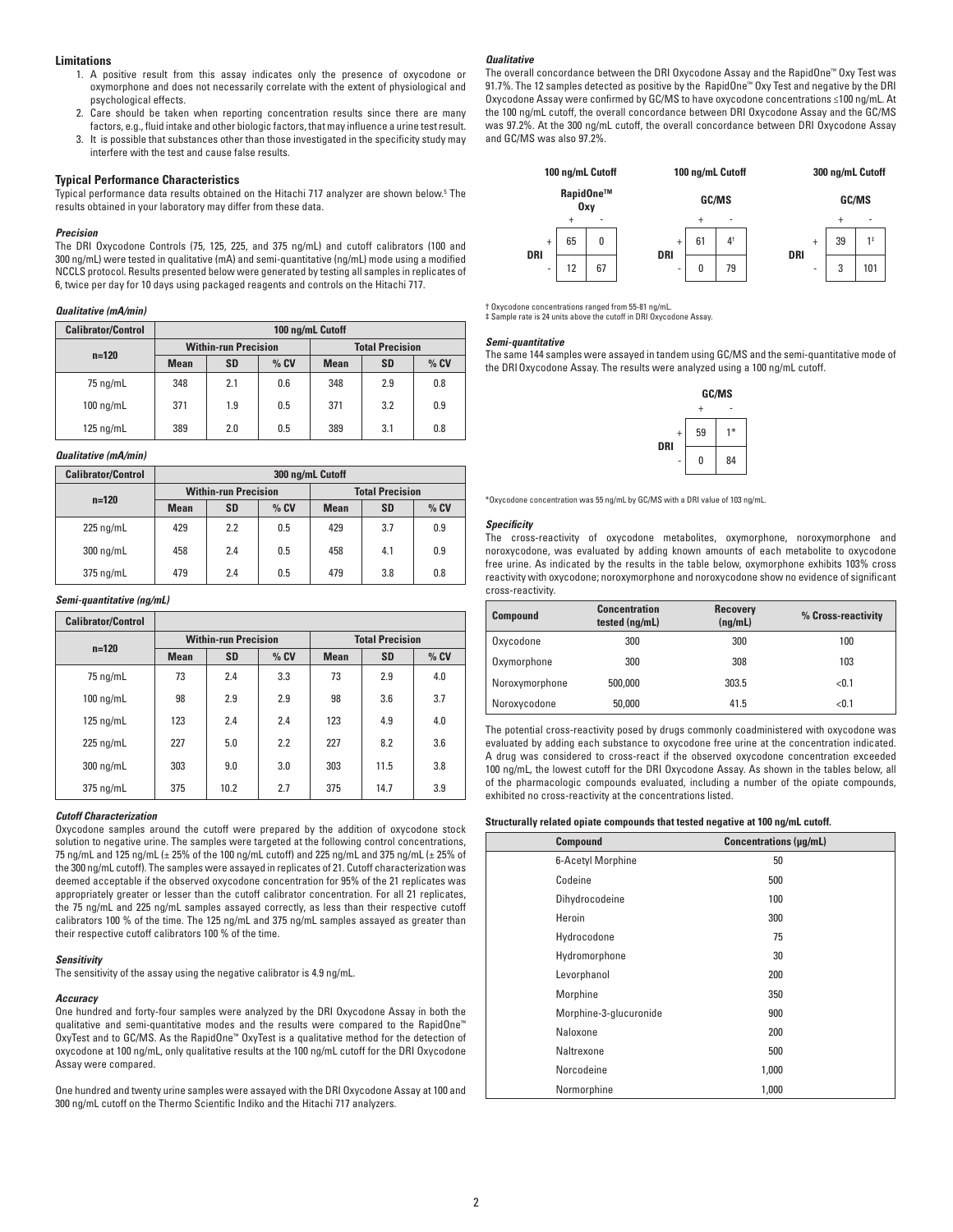### Limitations

1. A positive result from this assay indicates only the presence of oxycodone or oxymorphone and does not necessarily correlate with the extent of physiological and psychological effects.
2. Care should be taken when reporting concentration results since there are many factors, e.g., fluid intake and other biologic factors, that may influence a urine test result.
3. It is possible that substances other than those investigated in the specificity study may interfere with the test and cause false results.

### Typical Performance Characteristics

Typical performance data results obtained on the Hitachi 717 analyzer are shown below.[5] The results obtained in your laboratory may differ from these data.

#### *Precision*

The DRI Oxycodone Controls (75, 125, 225, and 375 ng/mL) and cutoff calibrators (100 and 300 ng/mL) were tested in qualitative (mA) and semi-quantitative (ng/mL) mode using a modified NCCLS protocol. Results presented below were generated by testing all samples in replicates of 6, twice per day for 10 days using packaged reagents and controls on the Hitachi 717.

#### *Qualitative (mA/min)*

| Calibrator/Control | 100 ng/mL Cutoff | | | | | |
|---|---|---|---|---|---|---|
| n=120 | Within-run Precision | | | Total Precision | | |
| | Mean | SD | % CV | Mean | SD | % CV |
| 75 ng/mL | 348 | 2.1 | 0.6 | 348 | 2.9 | 0.8 |
| 100 ng/mL | 371 | 1.9 | 0.5 | 371 | 3.2 | 0.9 |
| 125 ng/mL | 389 | 2.0 | 0.5 | 389 | 3.1 | 0.8 |

#### *Qualitative (mA/min)*

| Calibrator/Control | 300 ng/mL Cutoff | | | | | |
|---|---|---|---|---|---|---|
| n=120 | Within-run Precision | | | Total Precision | | |
| | Mean | SD | % CV | Mean | SD | % CV |
| 225 ng/mL | 429 | 2.2 | 0.5 | 429 | 3.7 | 0.9 |
| 300 ng/mL | 458 | 2.4 | 0.5 | 458 | 4.1 | 0.9 |
| 375 ng/mL | 479 | 2.4 | 0.5 | 479 | 3.8 | 0.8 |

#### *Semi-quantitative (ng/mL)*

| Calibrator/Control | | | | | | |
|---|---|---|---|---|---|---|
| n=120 | Within-run Precision | | | Total Precision | | |
| | Mean | SD | % CV | Mean | SD | % CV |
| 75 ng/mL | 73 | 2.4 | 3.3 | 73 | 2.9 | 4.0 |
| 100 ng/mL | 98 | 2.9 | 2.9 | 98 | 3.6 | 3.7 |
| 125 ng/mL | 123 | 2.4 | 2.4 | 123 | 4.9 | 4.0 |
| 225 ng/mL | 227 | 5.0 | 2.2 | 227 | 8.2 | 3.6 |
| 300 ng/mL | 303 | 9.0 | 3.0 | 303 | 11.5 | 3.8 |
| 375 ng/mL | 375 | 10.2 | 2.7 | 375 | 14.7 | 3.9 |

#### *Cutoff Characterization*

Oxycodone samples around the cutoff were prepared by the addition of oxycodone stock solution to negative urine. The samples were targeted at the following control concentrations, 75 ng/mL and 125 ng/mL (± 25% of the 100 ng/mL cutoff) and 225 ng/mL and 375 ng/mL (± 25% of the 300 ng/mL cutoff). The samples were assayed in replicates of 21. Cutoff characterization was deemed acceptable if the observed oxycodone concentration for 95% of the 21 replicates was appropriately greater or lesser than the cutoff calibrator concentration. For all 21 replicates, the 75 ng/mL and 225 ng/mL samples assayed correctly, as less than their respective cutoff calibrators 100 % of the time. The 125 ng/mL and 375 ng/mL samples assayed as greater than their respective cutoff calibrators 100 % of the time.

#### *Sensitivity*

The sensitivity of the assay using the negative calibrator is 4.9 ng/mL.

#### *Accuracy*

One hundred and forty-four samples were analyzed by the DRI Oxycodone Assay in both the qualitative and semi-quantitative modes and the results were compared to the RapidOne™ OxyTest and to GC/MS. As the RapidOne™ OxyTest is a qualitative method for the detection of oxycodone at 100 ng/mL, only qualitative results at the 100 ng/mL cutoff for the DRI Oxycodone Assay were compared.

One hundred and twenty urine samples were assayed with the DRI Oxycodone Assay at 100 and 300 ng/mL cutoff on the Thermo Scientific Indiko and the Hitachi 717 analyzers.

#### *Qualitative*

The overall concordance between the DRI Oxycodone Assay and the RapidOne™ Oxy Test was 91.7%. The 12 samples detected as positive by the RapidOne™ Oxy Test and negative by the DRI Oxycodone Assay were confirmed by GC/MS to have oxycodone concentrations ≤100 ng/mL. At the 100 ng/mL cutoff, the overall concordance between DRI Oxycodone Assay and the GC/MS was 97.2%. At the 300 ng/mL cutoff, the overall concordance between DRI Oxycodone Assay and GC/MS was also 97.2%.

**100 ng/mL Cutoff**

| | | RapidOne™ Oxy + | RapidOne™ Oxy - |
|---|---|---|---|
| DRI | + | 65 | 0 |
| DRI | - | 12 | 67 |

**100 ng/mL Cutoff**

| | | GC/MS + | GC/MS - |
|---|---|---|---|
| DRI | + | 61 | 4† |
| DRI | - | 0 | 79 |

**300 ng/mL Cutoff**

| | | GC/MS + | GC/MS - |
|---|---|---|---|
| DRI | + | 39 | 1‡ |
| DRI | - | 3 | 101 |

† Oxycodone concentrations ranged from 55-81 ng/mL.
‡ Sample rate is 24 units above the cutoff in DRI Oxycodone Assay.

#### *Semi-quantitative*

The same 144 samples were assayed in tandem using GC/MS and the semi-quantitative mode of the DRI Oxycodone Assay. The results were analyzed using a 100 ng/mL cutoff.

| | | GC/MS + | GC/MS - |
|---|---|---|---|
| DRI | + | 59 | 1* |
| DRI | - | 0 | 84 |

*Oxycodone concentration was 55 ng/mL by GC/MS with a DRI value of 103 ng/mL.

#### *Specificity*

The cross-reactivity of oxycodone metabolites, oxymorphone, noroxymorphone and noroxycodone, was evaluated by adding known amounts of each metabolite to oxycodone free urine. As indicated by the results in the table below, oxymorphone exhibits 103% cross reactivity with oxycodone; noroxymorphone and noroxycodone show no evidence of significant cross-reactivity.

| Compound | Concentration tested (ng/mL) | Recovery (ng/mL) | % Cross-reactivity |
|---|---|---|---|
| Oxycodone | 300 | 300 | 100 |
| Oxymorphone | 300 | 308 | 103 |
| Noroxymorphone | 500,000 | 303.5 | <0.1 |
| Noroxycodone | 50,000 | 41.5 | <0.1 |

The potential cross-reactivity posed by drugs commonly coadministered with oxycodone was evaluated by adding each substance to oxycodone free urine at the concentration indicated. A drug was considered to cross-react if the observed oxycodone concentration exceeded 100 ng/mL, the lowest cutoff for the DRI Oxycodone Assay. As shown in the tables below, all of the pharmacologic compounds evaluated, including a number of the opiate compounds, exhibited no cross-reactivity at the concentrations listed.

**Structurally related opiate compounds that tested negative at 100 ng/mL cutoff.**

| Compound | Concentrations (µg/mL) |
|---|---|
| 6-Acetyl Morphine | 50 |
| Codeine | 500 |
| Dihydrocodeine | 100 |
| Heroin | 300 |
| Hydrocodone | 75 |
| Hydromorphone | 30 |
| Levorphanol | 200 |
| Morphine | 350 |
| Morphine-3-glucuronide | 900 |
| Naloxone | 200 |
| Naltrexone | 500 |
| Norcodeine | 1,000 |
| Normorphine | 1,000 |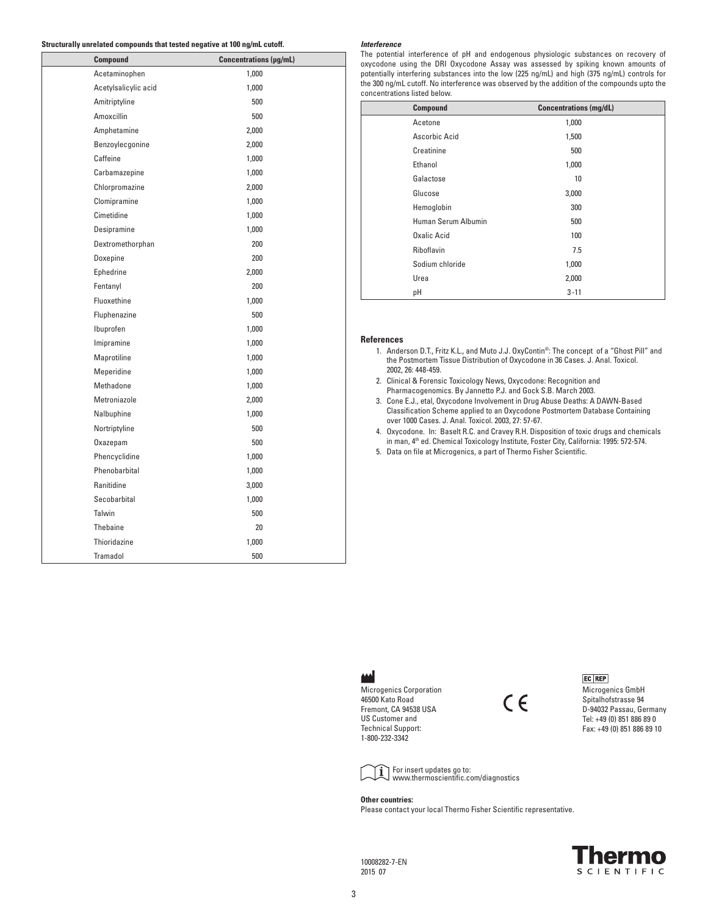**Structurally unrelated compounds that tested negative at 100 ng/mL cutoff.**

| Compound | Concentrations (µg/mL) |
|---|---|
| Acetaminophen | 1,000 |
| Acetylsalicylic acid | 1,000 |
| Amitriptyline | 500 |
| Amoxcillin | 500 |
| Amphetamine | 2,000 |
| Benzoylecgonine | 2,000 |
| Caffeine | 1,000 |
| Carbamazepine | 1,000 |
| Chlorpromazine | 2,000 |
| Clomipramine | 1,000 |
| Cimetidine | 1,000 |
| Desipramine | 1,000 |
| Dextromethorphan | 200 |
| Doxepine | 200 |
| Ephedrine | 2,000 |
| Fentanyl | 200 |
| Fluoxethine | 1,000 |
| Fluphenazine | 500 |
| Ibuprofen | 1,000 |
| Imipramine | 1,000 |
| Maprotiline | 1,000 |
| Meperidine | 1,000 |
| Methadone | 1,000 |
| Metroniazole | 2,000 |
| Nalbuphine | 1,000 |
| Nortriptyline | 500 |
| Oxazepam | 500 |
| Phencyclidine | 1,000 |
| Phenobarbital | 1,000 |
| Ranitidine | 3,000 |
| Secobarbital | 1,000 |
| Talwin | 500 |
| Thebaine | 20 |
| Thioridazine | 1,000 |
| Tramadol | 500 |

***Interference***

The potential interference of pH and endogenous physiologic substances on recovery of oxycodone using the DRI Oxycodone Assay was assessed by spiking known amounts of potentially interfering substances into the low (225 ng/mL) and high (375 ng/mL) controls for the 300 ng/mL cutoff. No interference was observed by the addition of the compounds upto the concentrations listed below.

| Compound | Concentrations (mg/dL) |
|---|---|
| Acetone | 1,000 |
| Ascorbic Acid | 1,500 |
| Creatinine | 500 |
| Ethanol | 1,000 |
| Galactose | 10 |
| Glucose | 3,000 |
| Hemoglobin | 300 |
| Human Serum Albumin | 500 |
| Oxalic Acid | 100 |
| Riboflavin | 7.5 |
| Sodium chloride | 1,000 |
| Urea | 2,000 |
| pH | 3-11 |

## References

1. Anderson D.T., Fritz K.L., and Muto J.J. OxyContin®: The concept of a "Ghost Pill" and the Postmortem Tissue Distribution of Oxycodone in 36 Cases. J. Anal. Toxicol. 2002, 26: 448-459.
2. Clinical & Forensic Toxicology News, Oxycodone: Recognition and Pharmacogenomics. By Jannetto P.J. and Gock S.B. March 2003.
3. Cone E.J., etal, Oxycodone Involvement in Drug Abuse Deaths: A DAWN-Based Classification Scheme applied to an Oxycodone Postmortem Database Containing over 1000 Cases. J. Anal. Toxicol. 2003, 27: 57-67.
4. Oxycodone. In: Baselt R.C. and Cravey R.H. Disposition of toxic drugs and chemicals in man, 4th ed. Chemical Toxicology Institute, Foster City, California: 1995: 572-574.
5. Data on file at Microgenics, a part of Thermo Fisher Scientific.

Microgenics Corporation
46500 Kato Road
Fremont, CA 94538 USA
US Customer and
Technical Support:
1-800-232-3342

EC REP
Microgenics GmbH
Spitalhofstrasse 94
D-94032 Passau, Germany
Tel: +49 (0) 851 886 89 0
Fax: +49 (0) 851 886 89 10

For insert updates go to:
www.thermoscientific.com/diagnostics

**Other countries:**
Please contact your local Thermo Fisher Scientific representative.

10008282-7-EN
2015 07

Thermo SCIENTIFIC